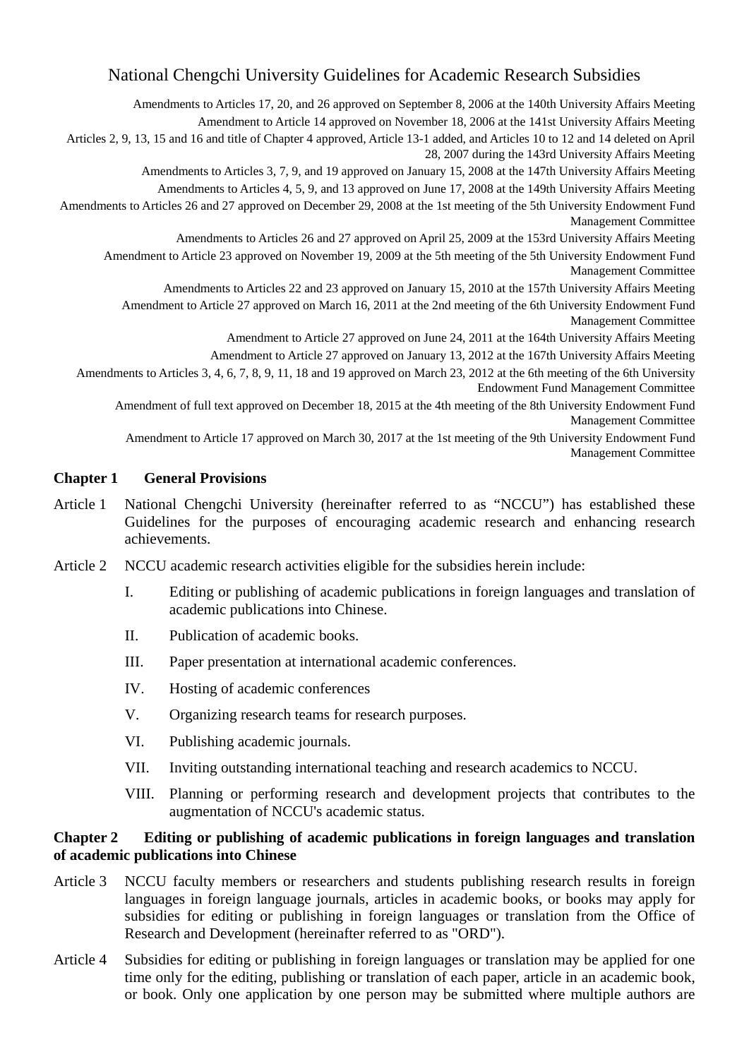# National Chengchi University Guidelines for Academic Research Subsidies

Amendments to Articles 17, 20, and 26 approved on September 8, 2006 at the 140th University Affairs Meeting

Amendment to Article 14 approved on November 18, 2006 at the 141st University Affairs Meeting

Articles 2, 9, 13, 15 and 16 and title of Chapter 4 approved, Article 13-1 added, and Articles 10 to 12 and 14 deleted on April 28, 2007 during the 143rd University Affairs Meeting

Amendments to Articles 3, 7, 9, and 19 approved on January 15, 2008 at the 147th University Affairs Meeting

Amendments to Articles 4, 5, 9, and 13 approved on June 17, 2008 at the 149th University Affairs Meeting

Amendments to Articles 26 and 27 approved on December 29, 2008 at the 1st meeting of the 5th University Endowment Fund Management Committee

Amendments to Articles 26 and 27 approved on April 25, 2009 at the 153rd University Affairs Meeting

Amendment to Article 23 approved on November 19, 2009 at the 5th meeting of the 5th University Endowment Fund Management Committee

Amendments to Articles 22 and 23 approved on January 15, 2010 at the 157th University Affairs Meeting

Amendment to Article 27 approved on March 16, 2011 at the 2nd meeting of the 6th University Endowment Fund Management Committee

Amendment to Article 27 approved on June 24, 2011 at the 164th University Affairs Meeting

Amendment to Article 27 approved on January 13, 2012 at the 167th University Affairs Meeting

Amendments to Articles 3, 4, 6, 7, 8, 9, 11, 18 and 19 approved on March 23, 2012 at the 6th meeting of the 6th University Endowment Fund Management Committee

Amendment of full text approved on December 18, 2015 at the 4th meeting of the 8th University Endowment Fund Management Committee

Amendment to Article 17 approved on March 30, 2017 at the 1st meeting of the 9th University Endowment Fund Management Committee

## Chapter 1 General Provisions

Article 1 National Chengchi University (hereinafter referred to as "NCCU") has established these Guidelines for the purposes of encouraging academic research and enhancing research achievements.

Article 2 NCCU academic research activities eligible for the subsidies herein include:

I. Editing or publishing of academic publications in foreign languages and translation of academic publications into Chinese.

II. Publication of academic books.

III. Paper presentation at international academic conferences.

IV. Hosting of academic conferences

V. Organizing research teams for research purposes.

VI. Publishing academic journals.

VII. Inviting outstanding international teaching and research academics to NCCU.

VIII. Planning or performing research and development projects that contributes to the augmentation of NCCU's academic status.

## Chapter 2 Editing or publishing of academic publications in foreign languages and translation of academic publications into Chinese

Article 3 NCCU faculty members or researchers and students publishing research results in foreign languages in foreign language journals, articles in academic books, or books may apply for subsidies for editing or publishing in foreign languages or translation from the Office of Research and Development (hereinafter referred to as "ORD").

Article 4 Subsidies for editing or publishing in foreign languages or translation may be applied for one time only for the editing, publishing or translation of each paper, article in an academic book, or book. Only one application by one person may be submitted where multiple authors are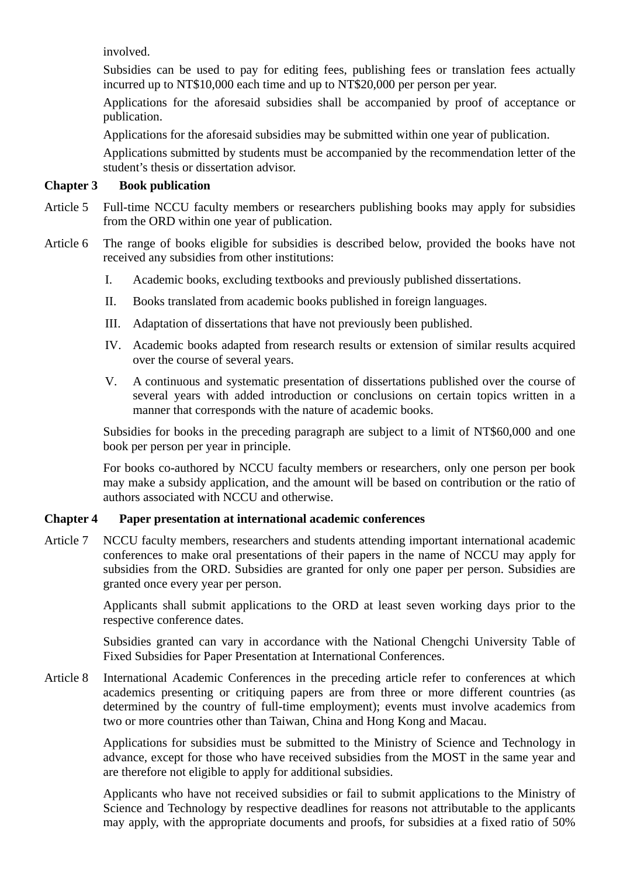involved.

Subsidies can be used to pay for editing fees, publishing fees or translation fees actually incurred up to NT$10,000 each time and up to NT$20,000 per person per year.

Applications for the aforesaid subsidies shall be accompanied by proof of acceptance or publication.

Applications for the aforesaid subsidies may be submitted within one year of publication.

Applications submitted by students must be accompanied by the recommendation letter of the student's thesis or dissertation advisor.

## Chapter 3 Book publication

Article 5 Full-time NCCU faculty members or researchers publishing books may apply for subsidies from the ORD within one year of publication.

Article 6 The range of books eligible for subsidies is described below, provided the books have not received any subsidies from other institutions:

I. Academic books, excluding textbooks and previously published dissertations.

II. Books translated from academic books published in foreign languages.

III. Adaptation of dissertations that have not previously been published.

IV. Academic books adapted from research results or extension of similar results acquired over the course of several years.

V. A continuous and systematic presentation of dissertations published over the course of several years with added introduction or conclusions on certain topics written in a manner that corresponds with the nature of academic books.

Subsidies for books in the preceding paragraph are subject to a limit of NT$60,000 and one book per person per year in principle.

For books co-authored by NCCU faculty members or researchers, only one person per book may make a subsidy application, and the amount will be based on contribution or the ratio of authors associated with NCCU and otherwise.

## Chapter 4 Paper presentation at international academic conferences

Article 7 NCCU faculty members, researchers and students attending important international academic conferences to make oral presentations of their papers in the name of NCCU may apply for subsidies from the ORD. Subsidies are granted for only one paper per person. Subsidies are granted once every year per person.

Applicants shall submit applications to the ORD at least seven working days prior to the respective conference dates.

Subsidies granted can vary in accordance with the National Chengchi University Table of Fixed Subsidies for Paper Presentation at International Conferences.

Article 8 International Academic Conferences in the preceding article refer to conferences at which academics presenting or critiquing papers are from three or more different countries (as determined by the country of full-time employment); events must involve academics from two or more countries other than Taiwan, China and Hong Kong and Macau.

Applications for subsidies must be submitted to the Ministry of Science and Technology in advance, except for those who have received subsidies from the MOST in the same year and are therefore not eligible to apply for additional subsidies.

Applicants who have not received subsidies or fail to submit applications to the Ministry of Science and Technology by respective deadlines for reasons not attributable to the applicants may apply, with the appropriate documents and proofs, for subsidies at a fixed ratio of 50%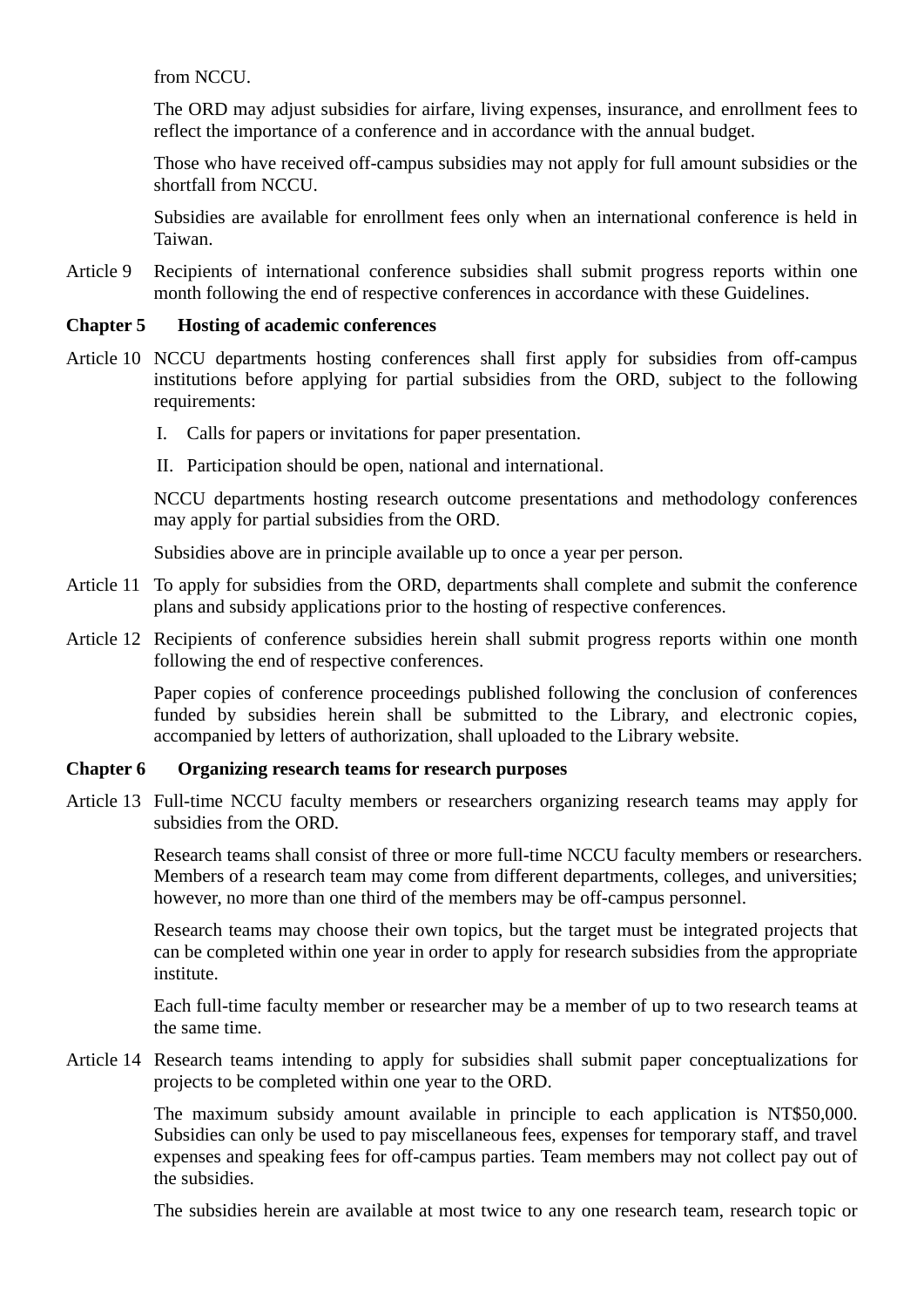from NCCU.

The ORD may adjust subsidies for airfare, living expenses, insurance, and enrollment fees to reflect the importance of a conference and in accordance with the annual budget.

Those who have received off-campus subsidies may not apply for full amount subsidies or the shortfall from NCCU.

Subsidies are available for enrollment fees only when an international conference is held in Taiwan.

Article 9 Recipients of international conference subsidies shall submit progress reports within one month following the end of respective conferences in accordance with these Guidelines.

## Chapter 5 Hosting of academic conferences

Article 10 NCCU departments hosting conferences shall first apply for subsidies from off-campus institutions before applying for partial subsidies from the ORD, subject to the following requirements:

I. Calls for papers or invitations for paper presentation.

II. Participation should be open, national and international.

NCCU departments hosting research outcome presentations and methodology conferences may apply for partial subsidies from the ORD.

Subsidies above are in principle available up to once a year per person.

Article 11 To apply for subsidies from the ORD, departments shall complete and submit the conference plans and subsidy applications prior to the hosting of respective conferences.

Article 12 Recipients of conference subsidies herein shall submit progress reports within one month following the end of respective conferences.

Paper copies of conference proceedings published following the conclusion of conferences funded by subsidies herein shall be submitted to the Library, and electronic copies, accompanied by letters of authorization, shall uploaded to the Library website.

## Chapter 6 Organizing research teams for research purposes

Article 13 Full-time NCCU faculty members or researchers organizing research teams may apply for subsidies from the ORD.

Research teams shall consist of three or more full-time NCCU faculty members or researchers. Members of a research team may come from different departments, colleges, and universities; however, no more than one third of the members may be off-campus personnel.

Research teams may choose their own topics, but the target must be integrated projects that can be completed within one year in order to apply for research subsidies from the appropriate institute.

Each full-time faculty member or researcher may be a member of up to two research teams at the same time.

Article 14 Research teams intending to apply for subsidies shall submit paper conceptualizations for projects to be completed within one year to the ORD.

The maximum subsidy amount available in principle to each application is NT$50,000. Subsidies can only be used to pay miscellaneous fees, expenses for temporary staff, and travel expenses and speaking fees for off-campus parties. Team members may not collect pay out of the subsidies.

The subsidies herein are available at most twice to any one research team, research topic or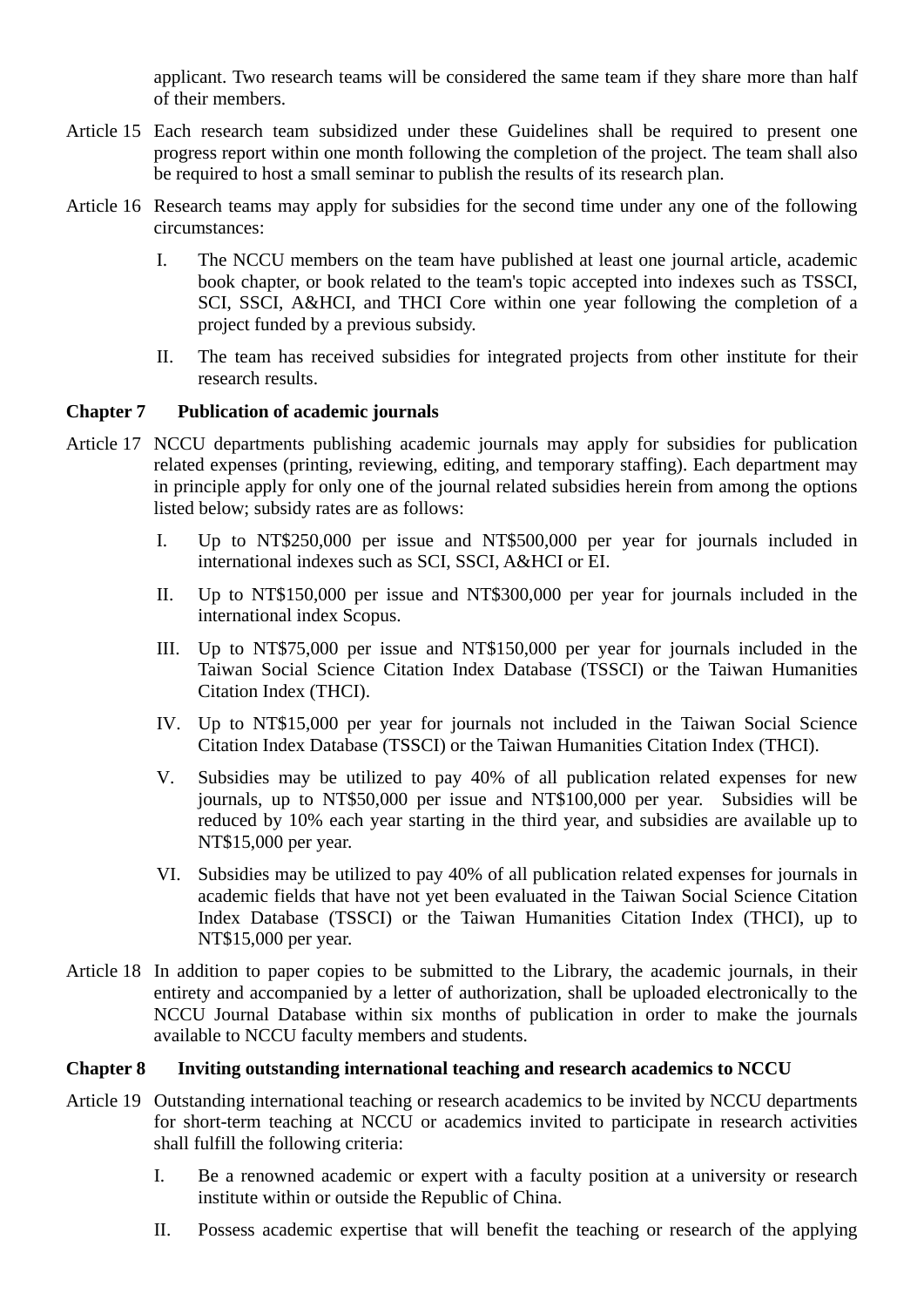applicant. Two research teams will be considered the same team if they share more than half of their members.

Article 15 Each research team subsidized under these Guidelines shall be required to present one progress report within one month following the completion of the project. The team shall also be required to host a small seminar to publish the results of its research plan.

Article 16 Research teams may apply for subsidies for the second time under any one of the following circumstances:

I. The NCCU members on the team have published at least one journal article, academic book chapter, or book related to the team's topic accepted into indexes such as TSSCI, SCI, SSCI, A&HCI, and THCI Core within one year following the completion of a project funded by a previous subsidy.

II. The team has received subsidies for integrated projects from other institute for their research results.

**Chapter 7 Publication of academic journals**

Article 17 NCCU departments publishing academic journals may apply for subsidies for publication related expenses (printing, reviewing, editing, and temporary staffing). Each department may in principle apply for only one of the journal related subsidies herein from among the options listed below; subsidy rates are as follows:

I. Up to NT$250,000 per issue and NT$500,000 per year for journals included in international indexes such as SCI, SSCI, A&HCI or EI.

II. Up to NT$150,000 per issue and NT$300,000 per year for journals included in the international index Scopus.

III. Up to NT$75,000 per issue and NT$150,000 per year for journals included in the Taiwan Social Science Citation Index Database (TSSCI) or the Taiwan Humanities Citation Index (THCI).

IV. Up to NT$15,000 per year for journals not included in the Taiwan Social Science Citation Index Database (TSSCI) or the Taiwan Humanities Citation Index (THCI).

V. Subsidies may be utilized to pay 40% of all publication related expenses for new journals, up to NT$50,000 per issue and NT$100,000 per year. Subsidies will be reduced by 10% each year starting in the third year, and subsidies are available up to NT$15,000 per year.

VI. Subsidies may be utilized to pay 40% of all publication related expenses for journals in academic fields that have not yet been evaluated in the Taiwan Social Science Citation Index Database (TSSCI) or the Taiwan Humanities Citation Index (THCI), up to NT$15,000 per year.

Article 18 In addition to paper copies to be submitted to the Library, the academic journals, in their entirety and accompanied by a letter of authorization, shall be uploaded electronically to the NCCU Journal Database within six months of publication in order to make the journals available to NCCU faculty members and students.

**Chapter 8 Inviting outstanding international teaching and research academics to NCCU**

Article 19 Outstanding international teaching or research academics to be invited by NCCU departments for short-term teaching at NCCU or academics invited to participate in research activities shall fulfill the following criteria:

I. Be a renowned academic or expert with a faculty position at a university or research institute within or outside the Republic of China.

II. Possess academic expertise that will benefit the teaching or research of the applying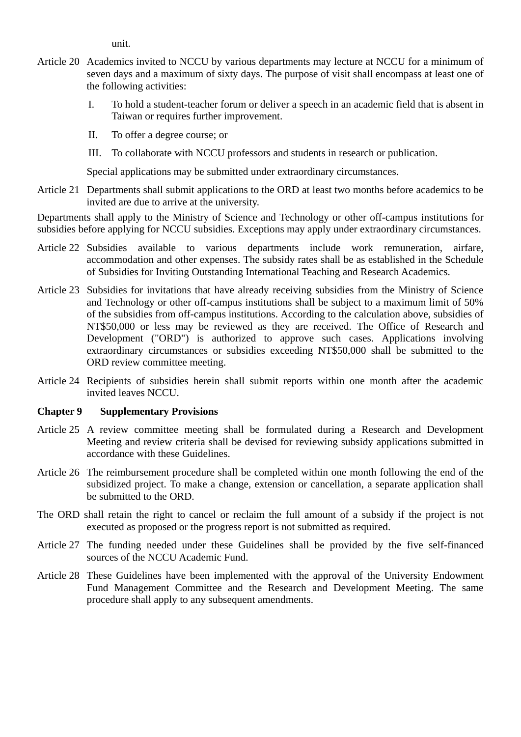unit.

Article 20 Academics invited to NCCU by various departments may lecture at NCCU for a minimum of seven days and a maximum of sixty days. The purpose of visit shall encompass at least one of the following activities:

I. To hold a student-teacher forum or deliver a speech in an academic field that is absent in Taiwan or requires further improvement.

II. To offer a degree course; or

III. To collaborate with NCCU professors and students in research or publication.

Special applications may be submitted under extraordinary circumstances.

Article 21 Departments shall submit applications to the ORD at least two months before academics to be invited are due to arrive at the university.

Departments shall apply to the Ministry of Science and Technology or other off-campus institutions for subsidies before applying for NCCU subsidies. Exceptions may apply under extraordinary circumstances.

Article 22 Subsidies available to various departments include work remuneration, airfare, accommodation and other expenses. The subsidy rates shall be as established in the Schedule of Subsidies for Inviting Outstanding International Teaching and Research Academics.

Article 23 Subsidies for invitations that have already receiving subsidies from the Ministry of Science and Technology or other off-campus institutions shall be subject to a maximum limit of 50% of the subsidies from off-campus institutions. According to the calculation above, subsidies of NT$50,000 or less may be reviewed as they are received. The Office of Research and Development ("ORD") is authorized to approve such cases. Applications involving extraordinary circumstances or subsidies exceeding NT$50,000 shall be submitted to the ORD review committee meeting.

Article 24 Recipients of subsidies herein shall submit reports within one month after the academic invited leaves NCCU.

**Chapter 9 Supplementary Provisions**

Article 25 A review committee meeting shall be formulated during a Research and Development Meeting and review criteria shall be devised for reviewing subsidy applications submitted in accordance with these Guidelines.

Article 26 The reimbursement procedure shall be completed within one month following the end of the subsidized project. To make a change, extension or cancellation, a separate application shall be submitted to the ORD.

The ORD shall retain the right to cancel or reclaim the full amount of a subsidy if the project is not executed as proposed or the progress report is not submitted as required.

Article 27 The funding needed under these Guidelines shall be provided by the five self-financed sources of the NCCU Academic Fund.

Article 28 These Guidelines have been implemented with the approval of the University Endowment Fund Management Committee and the Research and Development Meeting. The same procedure shall apply to any subsequent amendments.